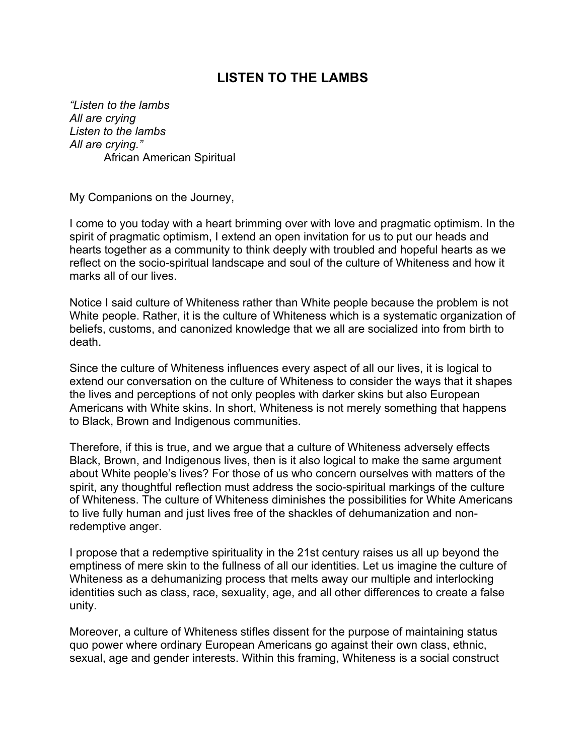# LISTEN TO THE LAMBS

*"Listen to the lambs*
*All are crying*
*Listen to the lambs*
*All are crying."*
African American Spiritual

My Companions on the Journey,

I come to you today with a heart brimming over with love and pragmatic optimism. In the spirit of pragmatic optimism, I extend an open invitation for us to put our heads and hearts together as a community to think deeply with troubled and hopeful hearts as we reflect on the socio-spiritual landscape and soul of the culture of Whiteness and how it marks all of our lives.

Notice I said culture of Whiteness rather than White people because the problem is not White people. Rather, it is the culture of Whiteness which is a systematic organization of beliefs, customs, and canonized knowledge that we all are socialized into from birth to death.

Since the culture of Whiteness influences every aspect of all our lives, it is logical to extend our conversation on the culture of Whiteness to consider the ways that it shapes the lives and perceptions of not only peoples with darker skins but also European Americans with White skins. In short, Whiteness is not merely something that happens to Black, Brown and Indigenous communities.

Therefore, if this is true, and we argue that a culture of Whiteness adversely effects Black, Brown, and Indigenous lives, then is it also logical to make the same argument about White people's lives? For those of us who concern ourselves with matters of the spirit, any thoughtful reflection must address the socio-spiritual markings of the culture of Whiteness. The culture of Whiteness diminishes the possibilities for White Americans to live fully human and just lives free of the shackles of dehumanization and non-redemptive anger.

I propose that a redemptive spirituality in the 21st century raises us all up beyond the emptiness of mere skin to the fullness of all our identities. Let us imagine the culture of Whiteness as a dehumanizing process that melts away our multiple and interlocking identities such as class, race, sexuality, age, and all other differences to create a false unity.

Moreover, a culture of Whiteness stifles dissent for the purpose of maintaining status quo power where ordinary European Americans go against their own class, ethnic, sexual, age and gender interests. Within this framing, Whiteness is a social construct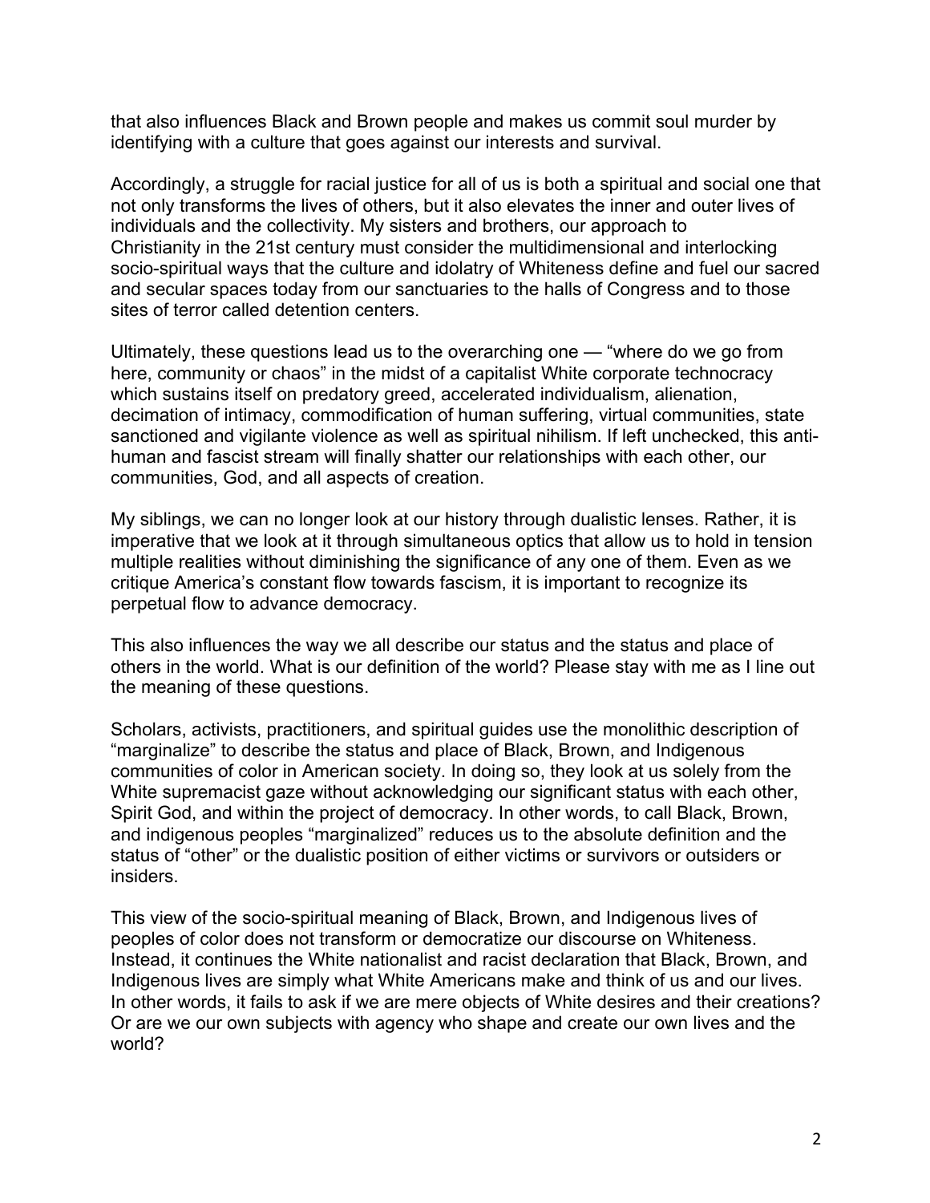that also influences Black and Brown people and makes us commit soul murder by identifying with a culture that goes against our interests and survival.

Accordingly, a struggle for racial justice for all of us is both a spiritual and social one that not only transforms the lives of others, but it also elevates the inner and outer lives of individuals and the collectivity. My sisters and brothers, our approach to Christianity in the 21st century must consider the multidimensional and interlocking socio-spiritual ways that the culture and idolatry of Whiteness define and fuel our sacred and secular spaces today from our sanctuaries to the halls of Congress and to those sites of terror called detention centers.

Ultimately, these questions lead us to the overarching one — "where do we go from here, community or chaos" in the midst of a capitalist White corporate technocracy which sustains itself on predatory greed, accelerated individualism, alienation, decimation of intimacy, commodification of human suffering, virtual communities, state sanctioned and vigilante violence as well as spiritual nihilism. If left unchecked, this anti-human and fascist stream will finally shatter our relationships with each other, our communities, God, and all aspects of creation.

My siblings, we can no longer look at our history through dualistic lenses. Rather, it is imperative that we look at it through simultaneous optics that allow us to hold in tension multiple realities without diminishing the significance of any one of them. Even as we critique America's constant flow towards fascism, it is important to recognize its perpetual flow to advance democracy.

This also influences the way we all describe our status and the status and place of others in the world. What is our definition of the world? Please stay with me as I line out the meaning of these questions.

Scholars, activists, practitioners, and spiritual guides use the monolithic description of "marginalize" to describe the status and place of Black, Brown, and Indigenous communities of color in American society. In doing so, they look at us solely from the White supremacist gaze without acknowledging our significant status with each other, Spirit God, and within the project of democracy. In other words, to call Black, Brown, and indigenous peoples "marginalized" reduces us to the absolute definition and the status of "other" or the dualistic position of either victims or survivors or outsiders or insiders.

This view of the socio-spiritual meaning of Black, Brown, and Indigenous lives of peoples of color does not transform or democratize our discourse on Whiteness. Instead, it continues the White nationalist and racist declaration that Black, Brown, and Indigenous lives are simply what White Americans make and think of us and our lives. In other words, it fails to ask if we are mere objects of White desires and their creations? Or are we our own subjects with agency who shape and create our own lives and the world?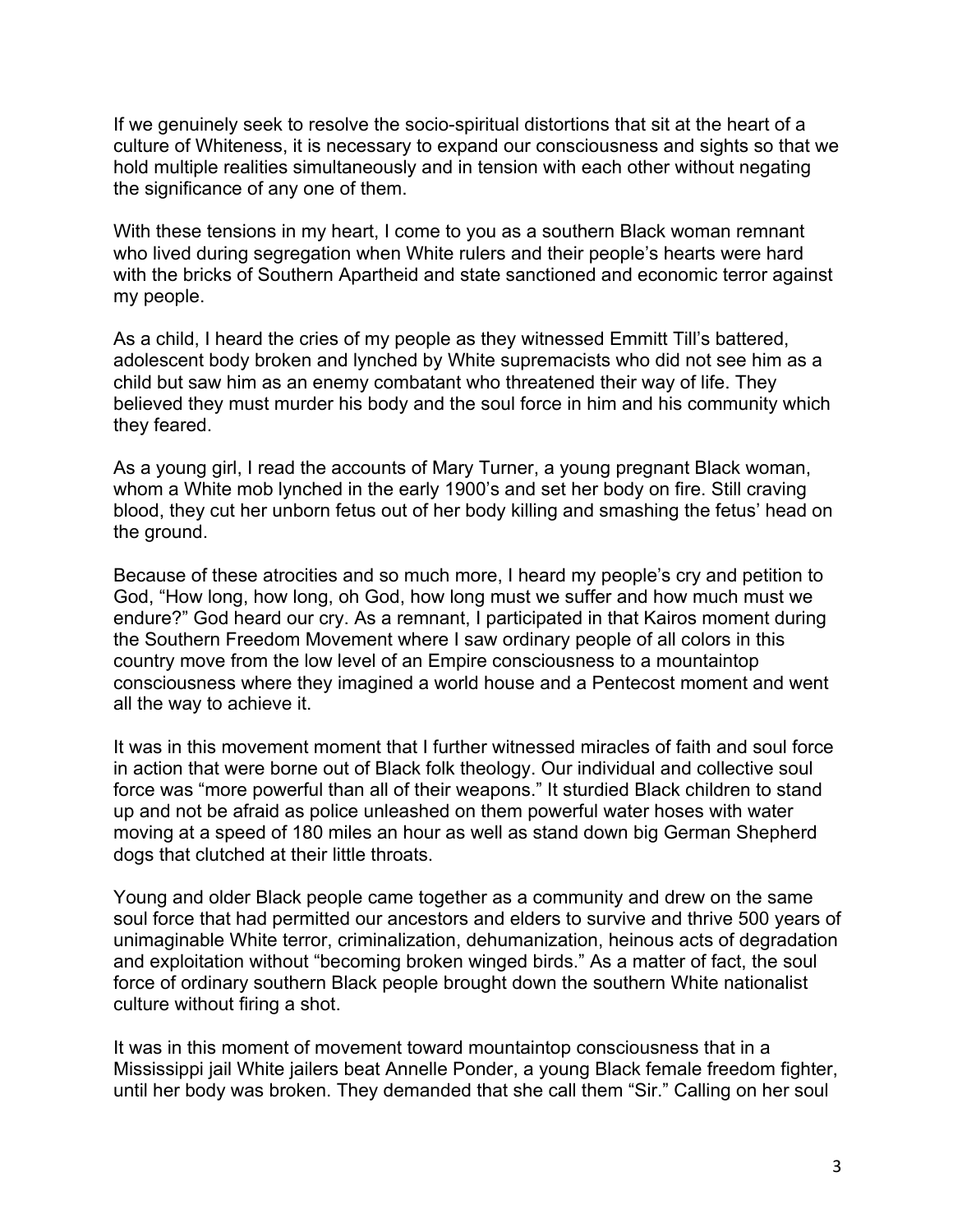If we genuinely seek to resolve the socio-spiritual distortions that sit at the heart of a culture of Whiteness, it is necessary to expand our consciousness and sights so that we hold multiple realities simultaneously and in tension with each other without negating the significance of any one of them.

With these tensions in my heart, I come to you as a southern Black woman remnant who lived during segregation when White rulers and their people's hearts were hard with the bricks of Southern Apartheid and state sanctioned and economic terror against my people.

As a child, I heard the cries of my people as they witnessed Emmitt Till's battered, adolescent body broken and lynched by White supremacists who did not see him as a child but saw him as an enemy combatant who threatened their way of life. They believed they must murder his body and the soul force in him and his community which they feared.

As a young girl, I read the accounts of Mary Turner, a young pregnant Black woman, whom a White mob lynched in the early 1900's and set her body on fire. Still craving blood, they cut her unborn fetus out of her body killing and smashing the fetus' head on the ground.

Because of these atrocities and so much more, I heard my people's cry and petition to God, "How long, how long, oh God, how long must we suffer and how much must we endure?" God heard our cry. As a remnant, I participated in that Kairos moment during the Southern Freedom Movement where I saw ordinary people of all colors in this country move from the low level of an Empire consciousness to a mountaintop consciousness where they imagined a world house and a Pentecost moment and went all the way to achieve it.

It was in this movement moment that I further witnessed miracles of faith and soul force in action that were borne out of Black folk theology. Our individual and collective soul force was "more powerful than all of their weapons." It sturdied Black children to stand up and not be afraid as police unleashed on them powerful water hoses with water moving at a speed of 180 miles an hour as well as stand down big German Shepherd dogs that clutched at their little throats.

Young and older Black people came together as a community and drew on the same soul force that had permitted our ancestors and elders to survive and thrive 500 years of unimaginable White terror, criminalization, dehumanization, heinous acts of degradation and exploitation without "becoming broken winged birds." As a matter of fact, the soul force of ordinary southern Black people brought down the southern White nationalist culture without firing a shot.

It was in this moment of movement toward mountaintop consciousness that in a Mississippi jail White jailers beat Annelle Ponder, a young Black female freedom fighter, until her body was broken. They demanded that she call them "Sir." Calling on her soul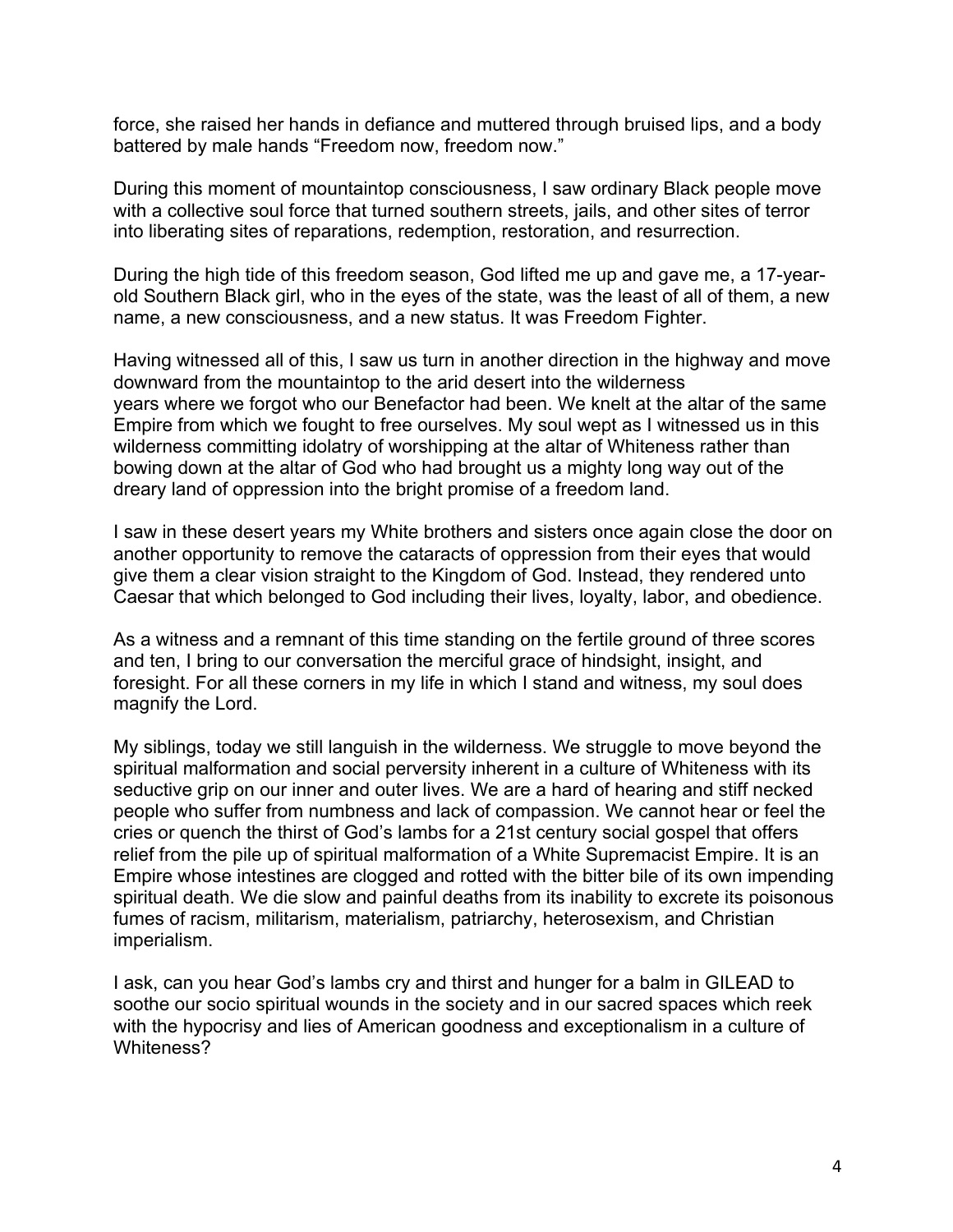force, she raised her hands in defiance and muttered through bruised lips, and a body battered by male hands "Freedom now, freedom now."

During this moment of mountaintop consciousness, I saw ordinary Black people move with a collective soul force that turned southern streets, jails, and other sites of terror into liberating sites of reparations, redemption, restoration, and resurrection.

During the high tide of this freedom season, God lifted me up and gave me, a 17-year-old Southern Black girl, who in the eyes of the state, was the least of all of them, a new name, a new consciousness, and a new status. It was Freedom Fighter.

Having witnessed all of this, I saw us turn in another direction in the highway and move downward from the mountaintop to the arid desert into the wilderness years where we forgot who our Benefactor had been. We knelt at the altar of the same Empire from which we fought to free ourselves. My soul wept as I witnessed us in this wilderness committing idolatry of worshipping at the altar of Whiteness rather than bowing down at the altar of God who had brought us a mighty long way out of the dreary land of oppression into the bright promise of a freedom land.

I saw in these desert years my White brothers and sisters once again close the door on another opportunity to remove the cataracts of oppression from their eyes that would give them a clear vision straight to the Kingdom of God. Instead, they rendered unto Caesar that which belonged to God including their lives, loyalty, labor, and obedience.

As a witness and a remnant of this time standing on the fertile ground of three scores and ten, I bring to our conversation the merciful grace of hindsight, insight, and foresight. For all these corners in my life in which I stand and witness, my soul does magnify the Lord.

My siblings, today we still languish in the wilderness. We struggle to move beyond the spiritual malformation and social perversity inherent in a culture of Whiteness with its seductive grip on our inner and outer lives. We are a hard of hearing and stiff necked people who suffer from numbness and lack of compassion. We cannot hear or feel the cries or quench the thirst of God's lambs for a 21st century social gospel that offers relief from the pile up of spiritual malformation of a White Supremacist Empire. It is an Empire whose intestines are clogged and rotted with the bitter bile of its own impending spiritual death. We die slow and painful deaths from its inability to excrete its poisonous fumes of racism, militarism, materialism, patriarchy, heterosexism, and Christian imperialism.

I ask, can you hear God's lambs cry and thirst and hunger for a balm in GILEAD to soothe our socio spiritual wounds in the society and in our sacred spaces which reek with the hypocrisy and lies of American goodness and exceptionalism in a culture of Whiteness?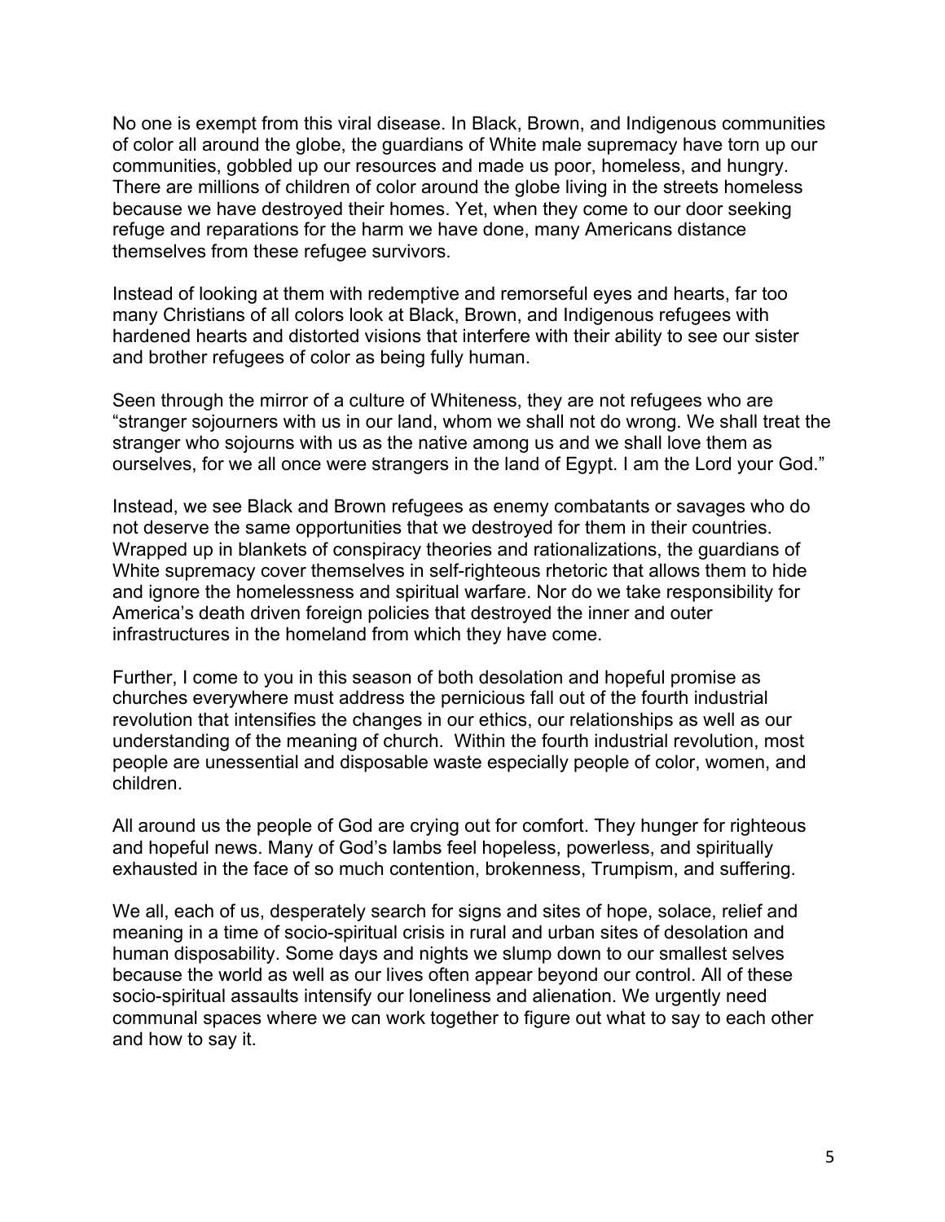No one is exempt from this viral disease. In Black, Brown, and Indigenous communities of color all around the globe, the guardians of White male supremacy have torn up our communities, gobbled up our resources and made us poor, homeless, and hungry. There are millions of children of color around the globe living in the streets homeless because we have destroyed their homes. Yet, when they come to our door seeking refuge and reparations for the harm we have done, many Americans distance themselves from these refugee survivors.

Instead of looking at them with redemptive and remorseful eyes and hearts, far too many Christians of all colors look at Black, Brown, and Indigenous refugees with hardened hearts and distorted visions that interfere with their ability to see our sister and brother refugees of color as being fully human.

Seen through the mirror of a culture of Whiteness, they are not refugees who are "stranger sojourners with us in our land, whom we shall not do wrong. We shall treat the stranger who sojourns with us as the native among us and we shall love them as ourselves, for we all once were strangers in the land of Egypt. I am the Lord your God."

Instead, we see Black and Brown refugees as enemy combatants or savages who do not deserve the same opportunities that we destroyed for them in their countries. Wrapped up in blankets of conspiracy theories and rationalizations, the guardians of White supremacy cover themselves in self-righteous rhetoric that allows them to hide and ignore the homelessness and spiritual warfare. Nor do we take responsibility for America's death driven foreign policies that destroyed the inner and outer infrastructures in the homeland from which they have come.

Further, I come to you in this season of both desolation and hopeful promise as churches everywhere must address the pernicious fall out of the fourth industrial revolution that intensifies the changes in our ethics, our relationships as well as our understanding of the meaning of church. Within the fourth industrial revolution, most people are unessential and disposable waste especially people of color, women, and children.

All around us the people of God are crying out for comfort. They hunger for righteous and hopeful news. Many of God's lambs feel hopeless, powerless, and spiritually exhausted in the face of so much contention, brokenness, Trumpism, and suffering.

We all, each of us, desperately search for signs and sites of hope, solace, relief and meaning in a time of socio-spiritual crisis in rural and urban sites of desolation and human disposability. Some days and nights we slump down to our smallest selves because the world as well as our lives often appear beyond our control. All of these socio-spiritual assaults intensify our loneliness and alienation. We urgently need communal spaces where we can work together to figure out what to say to each other and how to say it.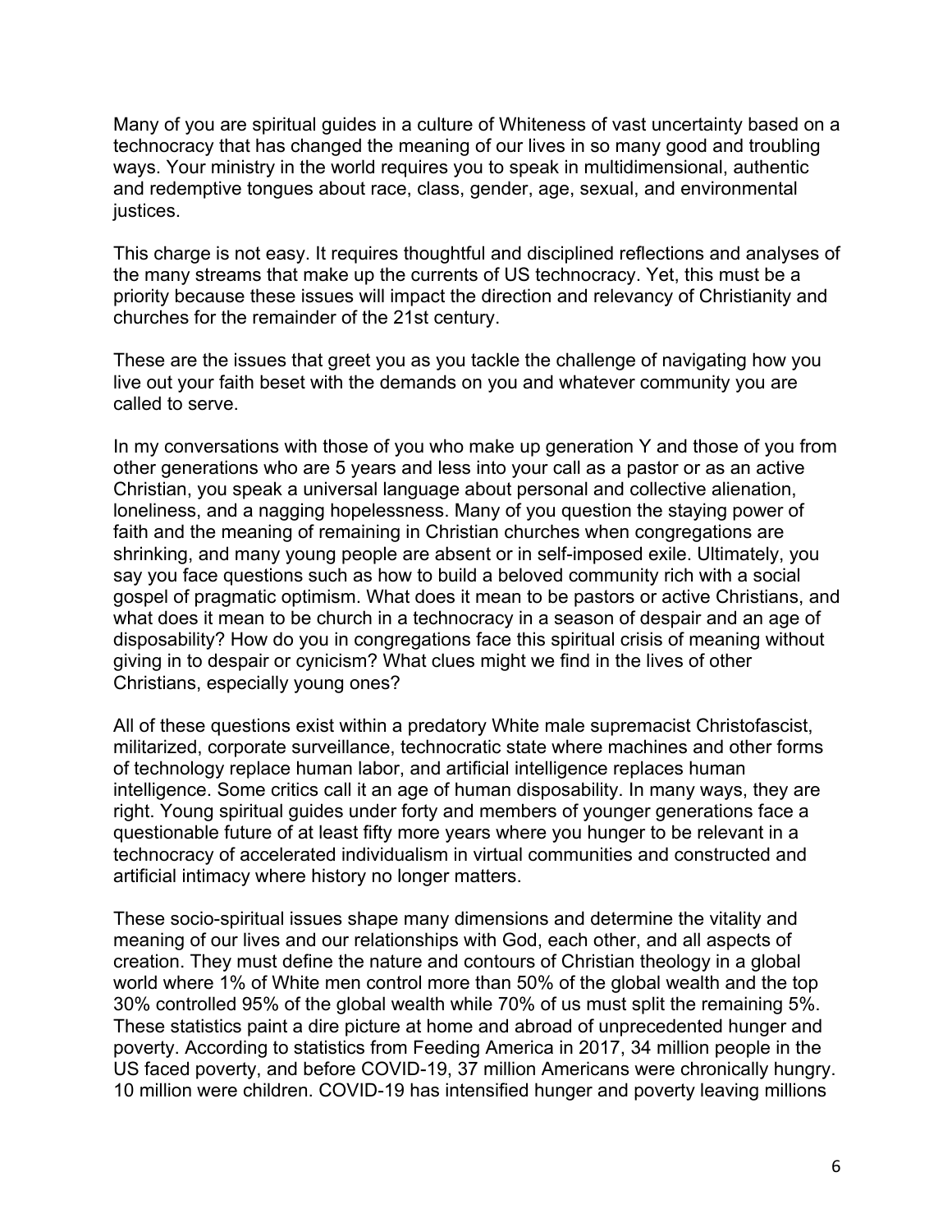Many of you are spiritual guides in a culture of Whiteness of vast uncertainty based on a technocracy that has changed the meaning of our lives in so many good and troubling ways. Your ministry in the world requires you to speak in multidimensional, authentic and redemptive tongues about race, class, gender, age, sexual, and environmental justices.

This charge is not easy. It requires thoughtful and disciplined reflections and analyses of the many streams that make up the currents of US technocracy. Yet, this must be a priority because these issues will impact the direction and relevancy of Christianity and churches for the remainder of the 21st century.

These are the issues that greet you as you tackle the challenge of navigating how you live out your faith beset with the demands on you and whatever community you are called to serve.

In my conversations with those of you who make up generation Y and those of you from other generations who are 5 years and less into your call as a pastor or as an active Christian, you speak a universal language about personal and collective alienation, loneliness, and a nagging hopelessness. Many of you question the staying power of faith and the meaning of remaining in Christian churches when congregations are shrinking, and many young people are absent or in self-imposed exile. Ultimately, you say you face questions such as how to build a beloved community rich with a social gospel of pragmatic optimism. What does it mean to be pastors or active Christians, and what does it mean to be church in a technocracy in a season of despair and an age of disposability? How do you in congregations face this spiritual crisis of meaning without giving in to despair or cynicism? What clues might we find in the lives of other Christians, especially young ones?

All of these questions exist within a predatory White male supremacist Christofascist, militarized, corporate surveillance, technocratic state where machines and other forms of technology replace human labor, and artificial intelligence replaces human intelligence. Some critics call it an age of human disposability. In many ways, they are right. Young spiritual guides under forty and members of younger generations face a questionable future of at least fifty more years where you hunger to be relevant in a technocracy of accelerated individualism in virtual communities and constructed and artificial intimacy where history no longer matters.

These socio-spiritual issues shape many dimensions and determine the vitality and meaning of our lives and our relationships with God, each other, and all aspects of creation. They must define the nature and contours of Christian theology in a global world where 1% of White men control more than 50% of the global wealth and the top 30% controlled 95% of the global wealth while 70% of us must split the remaining 5%. These statistics paint a dire picture at home and abroad of unprecedented hunger and poverty. According to statistics from Feeding America in 2017, 34 million people in the US faced poverty, and before COVID-19, 37 million Americans were chronically hungry. 10 million were children. COVID-19 has intensified hunger and poverty leaving millions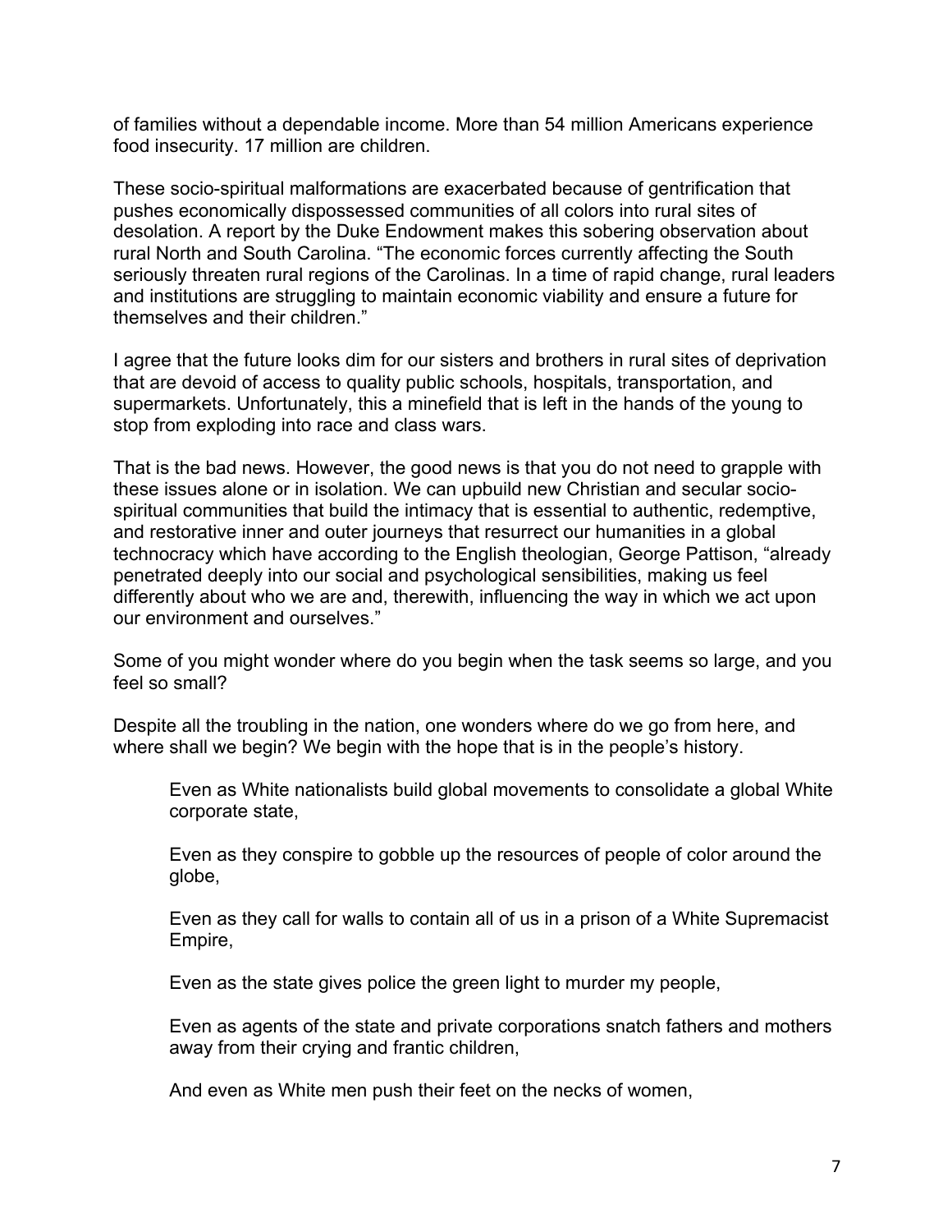of families without a dependable income. More than 54 million Americans experience food insecurity. 17 million are children.

These socio-spiritual malformations are exacerbated because of gentrification that pushes economically dispossessed communities of all colors into rural sites of desolation. A report by the Duke Endowment makes this sobering observation about rural North and South Carolina. "The economic forces currently affecting the South seriously threaten rural regions of the Carolinas. In a time of rapid change, rural leaders and institutions are struggling to maintain economic viability and ensure a future for themselves and their children."

I agree that the future looks dim for our sisters and brothers in rural sites of deprivation that are devoid of access to quality public schools, hospitals, transportation, and supermarkets. Unfortunately, this a minefield that is left in the hands of the young to stop from exploding into race and class wars.

That is the bad news. However, the good news is that you do not need to grapple with these issues alone or in isolation. We can upbuild new Christian and secular socio-spiritual communities that build the intimacy that is essential to authentic, redemptive, and restorative inner and outer journeys that resurrect our humanities in a global technocracy which have according to the English theologian, George Pattison, "already penetrated deeply into our social and psychological sensibilities, making us feel differently about who we are and, therewith, influencing the way in which we act upon our environment and ourselves."

Some of you might wonder where do you begin when the task seems so large, and you feel so small?

Despite all the troubling in the nation, one wonders where do we go from here, and where shall we begin? We begin with the hope that is in the people's history.

> Even as White nationalists build global movements to consolidate a global White corporate state,
>
> Even as they conspire to gobble up the resources of people of color around the globe,
>
> Even as they call for walls to contain all of us in a prison of a White Supremacist Empire,
>
> Even as the state gives police the green light to murder my people,
>
> Even as agents of the state and private corporations snatch fathers and mothers away from their crying and frantic children,
>
> And even as White men push their feet on the necks of women,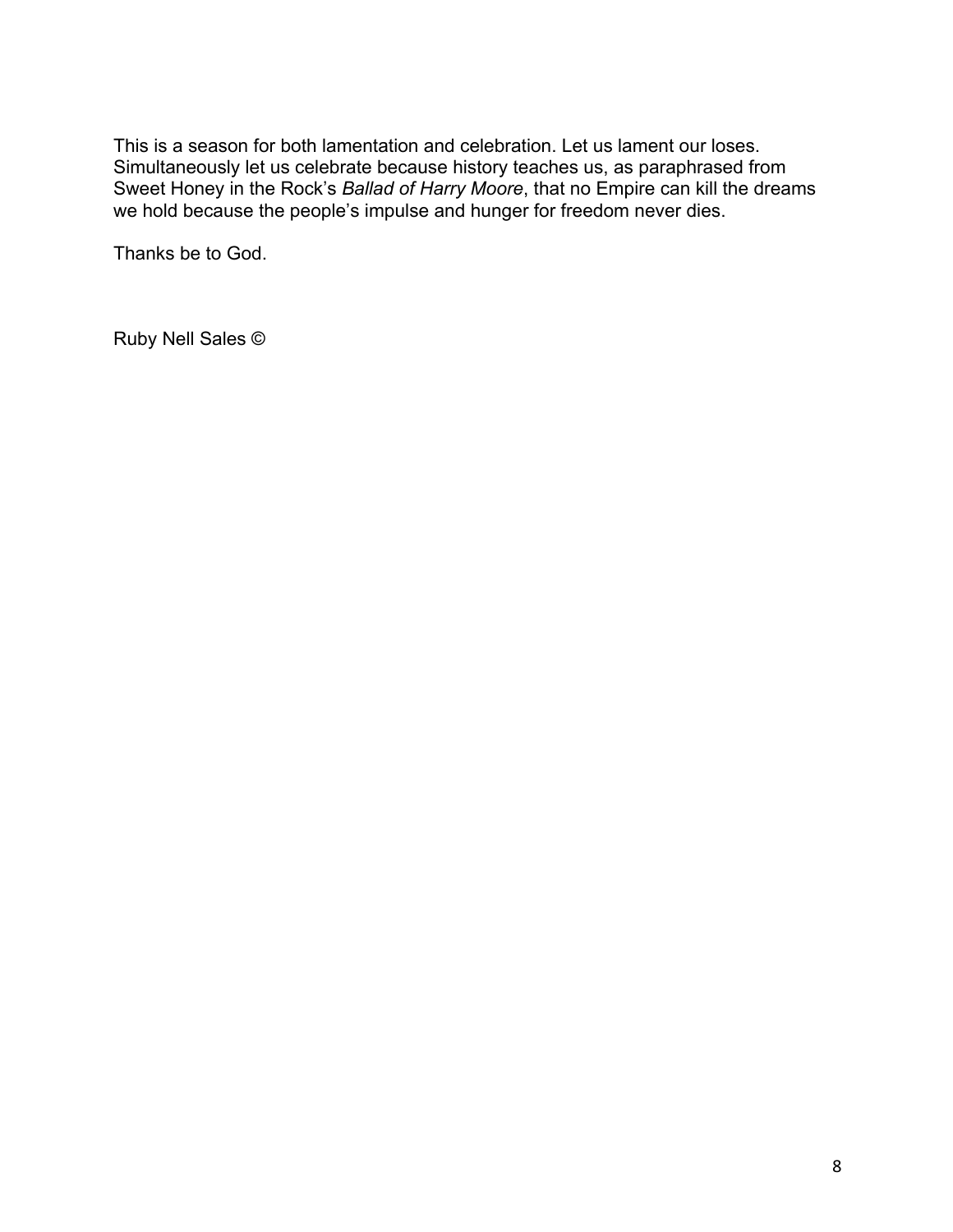This is a season for both lamentation and celebration. Let us lament our loses. Simultaneously let us celebrate because history teaches us, as paraphrased from Sweet Honey in the Rock's *Ballad of Harry Moore*, that no Empire can kill the dreams we hold because the people's impulse and hunger for freedom never dies.

Thanks be to God.

Ruby Nell Sales ©